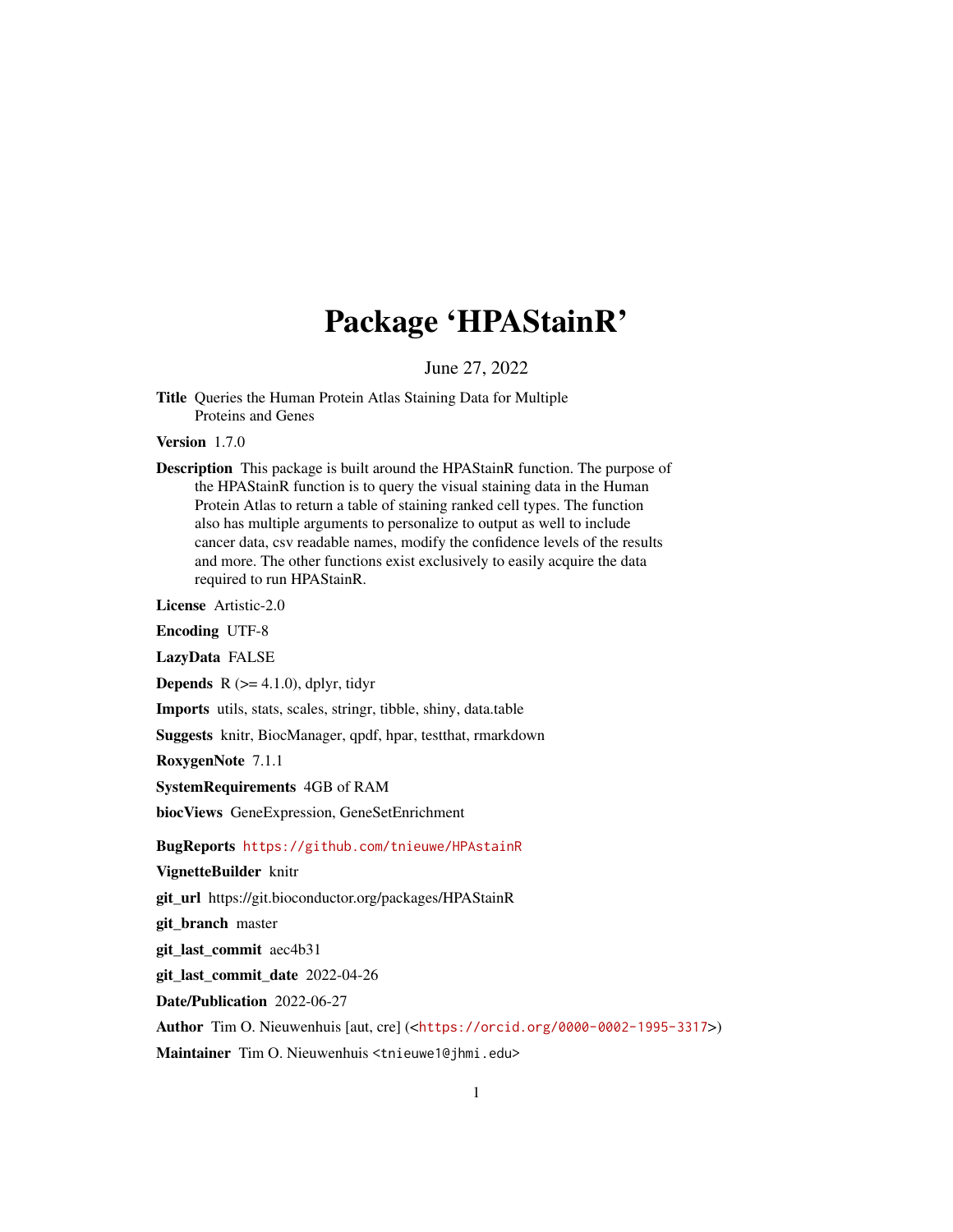# Package 'HPAStainR'

June 27, 2022

**Title** Queries the Human Protein Atlas Staining Data for Multiple Proteins and Genes

**Version** 1.7.0

**Description** This package is built around the HPAStainR function. The purpose of the HPAStainR function is to query the visual staining data in the Human Protein Atlas to return a table of staining ranked cell types. The function also has multiple arguments to personalize to output as well to include cancer data, csv readable names, modify the confidence levels of the results and more. The other functions exist exclusively to easily acquire the data required to run HPAStainR.

**License** Artistic-2.0

**Encoding** UTF-8

**LazyData** FALSE

**Depends** R (>= 4.1.0), dplyr, tidyr

**Imports** utils, stats, scales, stringr, tibble, shiny, data.table

**Suggests** knitr, BiocManager, qpdf, hpar, testthat, rmarkdown

**RoxygenNote** 7.1.1

**SystemRequirements** 4GB of RAM

**biocViews** GeneExpression, GeneSetEnrichment

**BugReports** https://github.com/tnieuwe/HPAstainR

**VignetteBuilder** knitr

**git_url** https://git.bioconductor.org/packages/HPAStainR

**git_branch** master

**git_last_commit** aec4b31

**git_last_commit_date** 2022-04-26

**Date/Publication** 2022-06-27

**Author** Tim O. Nieuwenhuis [aut, cre] (<https://orcid.org/0000-0002-1995-3317>)

**Maintainer** Tim O. Nieuwenhuis <tnieuwe1@jhmi.edu>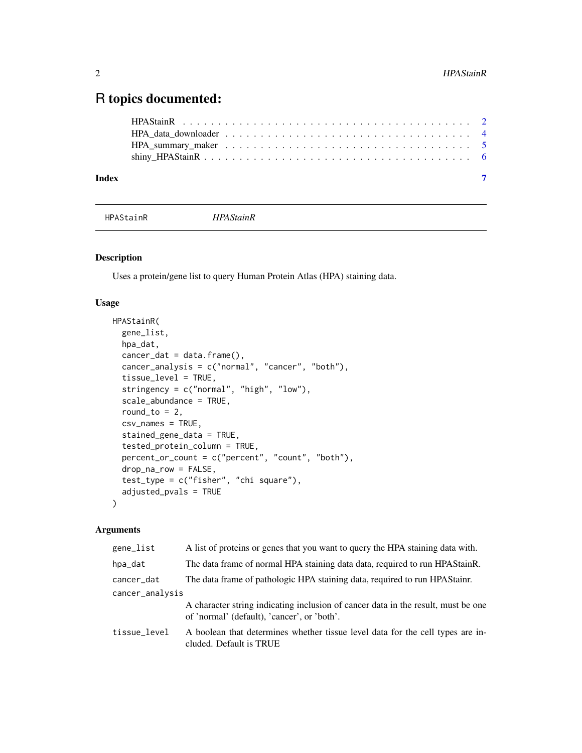# R topics documented:

- HPAStainR . . . . . . . . . . . . . . . . . . . . . . . . . . . . . . . . . . . . . 2
- HPA_data_downloader . . . . . . . . . . . . . . . . . . . . . . . . . . . . . . 4
- HPA_summary_maker . . . . . . . . . . . . . . . . . . . . . . . . . . . . . . 5
- shiny_HPAStainR . . . . . . . . . . . . . . . . . . . . . . . . . . . . . . . . . 6

**Index** **7**

---

HPAStainR *HPAStainR*

---

## Description

Uses a protein/gene list to query Human Protein Atlas (HPA) staining data.

## Usage

```
HPAStainR(
  gene_list,
  hpa_dat,
  cancer_dat = data.frame(),
  cancer_analysis = c("normal", "cancer", "both"),
  tissue_level = TRUE,
  stringency = c("normal", "high", "low"),
  scale_abundance = TRUE,
  round_to = 2,
  csv_names = TRUE,
  stained_gene_data = TRUE,
  tested_protein_column = TRUE,
  percent_or_count = c("percent", "count", "both"),
  drop_na_row = FALSE,
  test_type = c("fisher", "chi square"),
  adjusted_pvals = TRUE
)
```

## Arguments

| | |
|---|---|
| `gene_list` | A list of proteins or genes that you want to query the HPA staining data with. |
| `hpa_dat` | The data frame of normal HPA staining data data, required to run HPAStainR. |
| `cancer_dat` | The data frame of pathologic HPA staining data, required to run HPAStainr. |
| `cancer_analysis` | A character string indicating inclusion of cancer data in the result, must be one of 'normal' (default), 'cancer', or 'both'. |
| `tissue_level` | A boolean that determines whether tissue level data for the cell types are included. Default is TRUE |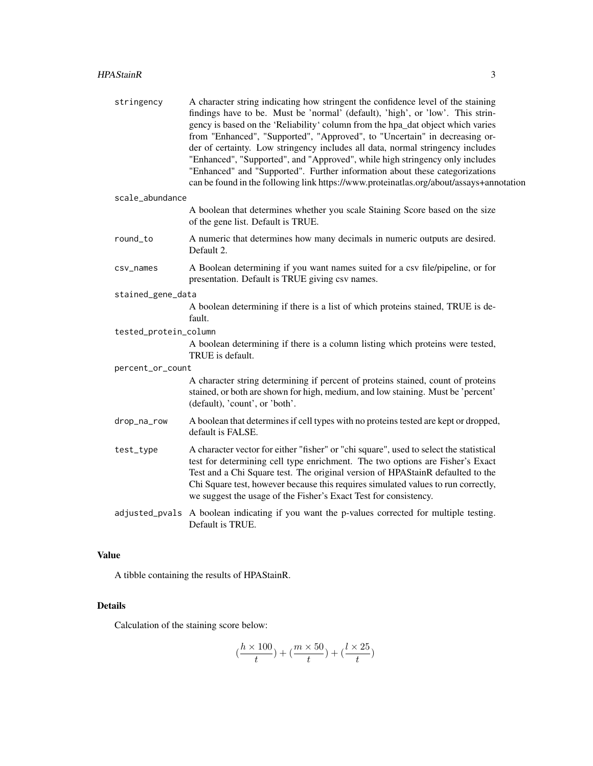stringency
: A character string indicating how stringent the confidence level of the staining findings have to be. Must be 'normal' (default), 'high', or 'low'. This stringency is based on the 'Reliability' column from the hpa_dat object which varies from "Enhanced", "Supported", "Approved", to "Uncertain" in decreasing order of certainty. Low stringency includes all data, normal stringency includes "Enhanced", "Supported", and "Approved", while high stringency only includes "Enhanced" and "Supported". Further information about these categorizations can be found in the following link https://www.proteinatlas.org/about/assays+annotation

scale_abundance
: A boolean that determines whether you scale Staining Score based on the size of the gene list. Default is TRUE.

round_to
: A numeric that determines how many decimals in numeric outputs are desired. Default 2.

csv_names
: A Boolean determining if you want names suited for a csv file/pipeline, or for presentation. Default is TRUE giving csv names.

stained_gene_data
: A boolean determining if there is a list of which proteins stained, TRUE is default.

tested_protein_column
: A boolean determining if there is a column listing which proteins were tested, TRUE is default.

percent_or_count
: A character string determining if percent of proteins stained, count of proteins stained, or both are shown for high, medium, and low staining. Must be 'percent' (default), 'count', or 'both'.

drop_na_row
: A boolean that determines if cell types with no proteins tested are kept or dropped, default is FALSE.

test_type
: A character vector for either "fisher" or "chi square", used to select the statistical test for determining cell type enrichment. The two options are Fisher's Exact Test and a Chi Square test. The original version of HPAStainR defaulted to the Chi Square test, however because this requires simulated values to run correctly, we suggest the usage of the Fisher's Exact Test for consistency.

adjusted_pvals
: A boolean indicating if you want the p-values corrected for multiple testing. Default is TRUE.

## Value

A tibble containing the results of HPAStainR.

## Details

Calculation of the staining score below:

$$(\frac{h \times 100}{t}) + (\frac{m \times 50}{t}) + (\frac{l \times 25}{t})$$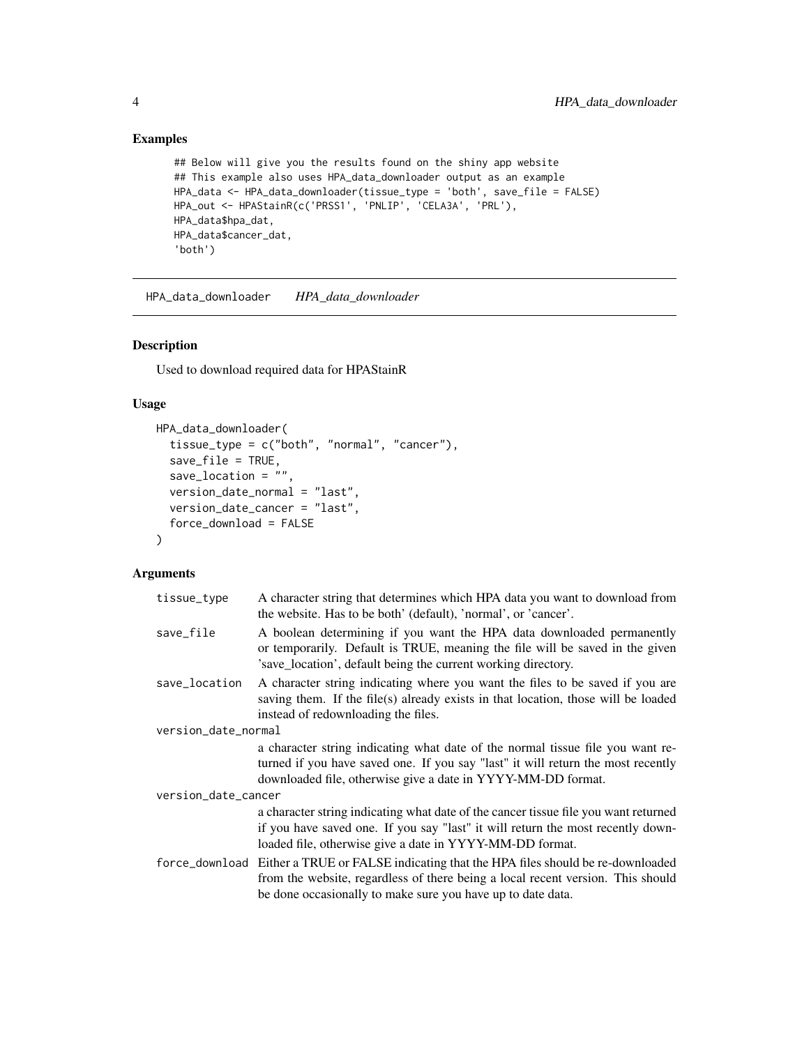## Examples

```
## Below will give you the results found on the shiny app website
## This example also uses HPA_data_downloader output as an example
HPA_data <- HPA_data_downloader(tissue_type = 'both', save_file = FALSE)
HPA_out <- HPAStainR(c('PRSS1', 'PNLIP', 'CELA3A', 'PRL'),
HPA_data$hpa_dat,
HPA_data$cancer_dat,
'both')
```

---

# HPA_data_downloader — *HPA_data_downloader*

---

## Description

Used to download required data for HPAStainR

## Usage

```
HPA_data_downloader(
  tissue_type = c("both", "normal", "cancer"),
  save_file = TRUE,
  save_location = "",
  version_date_normal = "last",
  version_date_cancer = "last",
  force_download = FALSE
)
```

## Arguments

| Argument | Description |
|---|---|
| `tissue_type` | A character string that determines which HPA data you want to download from the website. Has to be both' (default), 'normal', or 'cancer'. |
| `save_file` | A boolean determining if you want the HPA data downloaded permanently or temporarily. Default is TRUE, meaning the file will be saved in the given 'save_location', default being the current working directory. |
| `save_location` | A character string indicating where you want the files to be saved if you are saving them. If the file(s) already exists in that location, those will be loaded instead of redownloading the files. |
| `version_date_normal` | a character string indicating what date of the normal tissue file you want returned if you have saved one. If you say "last" it will return the most recently downloaded file, otherwise give a date in YYYY-MM-DD format. |
| `version_date_cancer` | a character string indicating what date of the cancer tissue file you want returned if you have saved one. If you say "last" it will return the most recently downloaded file, otherwise give a date in YYYY-MM-DD format. |
| `force_download` | Either a TRUE or FALSE indicating that the HPA files should be re-downloaded from the website, regardless of there being a local recent version. This should be done occasionally to make sure you have up to date data. |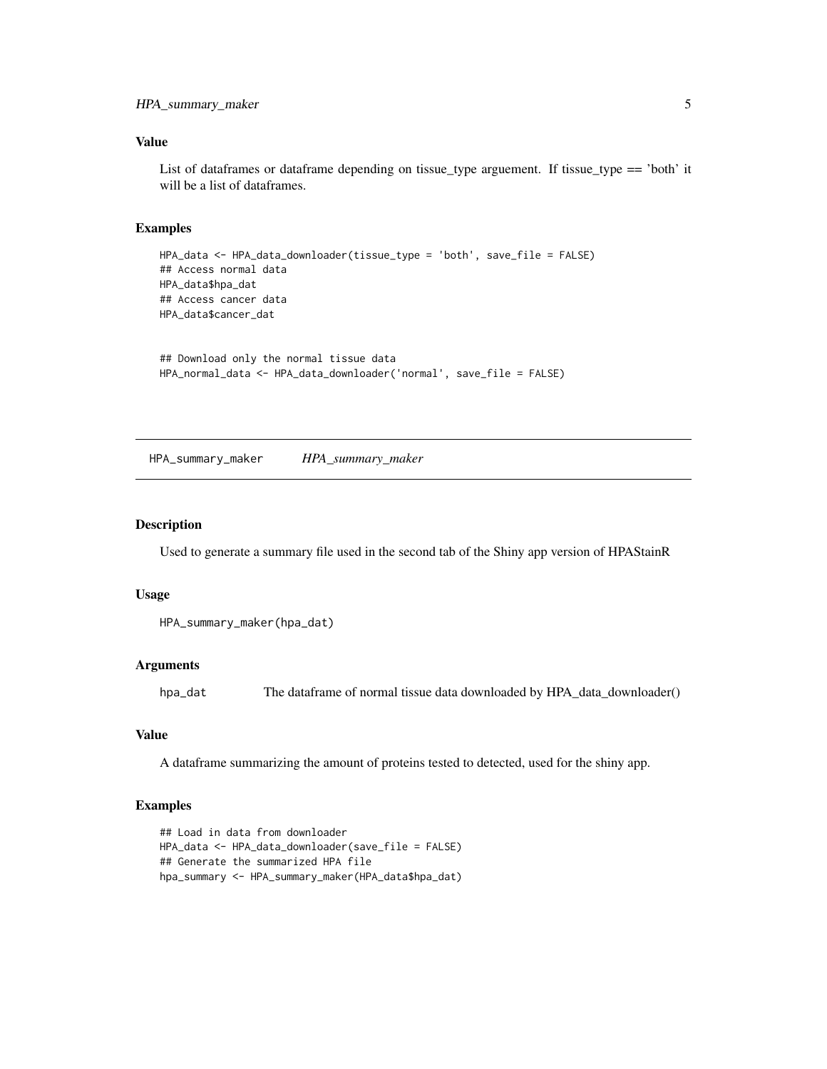### Value

List of dataframes or dataframe depending on tissue_type arguement. If tissue_type == 'both' it will be a list of dataframes.

### Examples

```
HPA_data <- HPA_data_downloader(tissue_type = 'both', save_file = FALSE)
## Access normal data
HPA_data$hpa_dat
## Access cancer data
HPA_data$cancer_dat


## Download only the normal tissue data
HPA_normal_data <- HPA_data_downloader('normal', save_file = FALSE)
```

---

## HPA_summary_maker    *HPA_summary_maker*

---

### Description

Used to generate a summary file used in the second tab of the Shiny app version of HPAStainR

### Usage

```
HPA_summary_maker(hpa_dat)
```

### Arguments

| | |
|---|---|
| hpa_dat | The dataframe of normal tissue data downloaded by HPA_data_downloader() |

### Value

A dataframe summarizing the amount of proteins tested to detected, used for the shiny app.

### Examples

```
## Load in data from downloader
HPA_data <- HPA_data_downloader(save_file = FALSE)
## Generate the summarized HPA file
hpa_summary <- HPA_summary_maker(HPA_data$hpa_dat)
```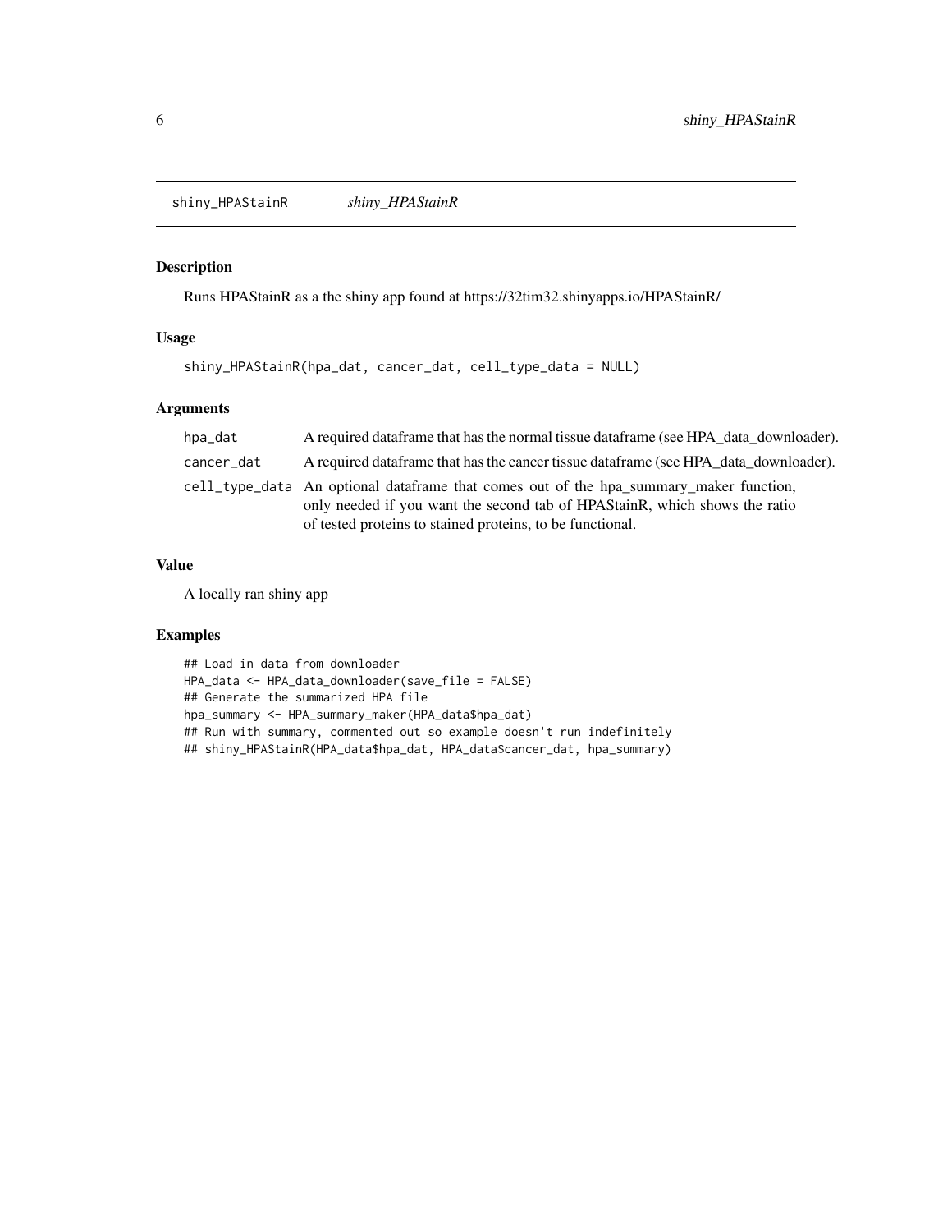## shiny_HPAStainR *shiny_HPAStainR*

### Description

Runs HPAStainR as a the shiny app found at https://32tim32.shinyapps.io/HPAStainR/

### Usage

```
shiny_HPAStainR(hpa_dat, cancer_dat, cell_type_data = NULL)
```

### Arguments

| | |
|---|---|
| hpa_dat | A required dataframe that has the normal tissue dataframe (see HPA_data_downloader). |
| cancer_dat | A required dataframe that has the cancer tissue dataframe (see HPA_data_downloader). |
| cell_type_data | An optional dataframe that comes out of the hpa_summary_maker function, only needed if you want the second tab of HPAStainR, which shows the ratio of tested proteins to stained proteins, to be functional. |

### Value

A locally ran shiny app

### Examples

```
## Load in data from downloader
HPA_data <- HPA_data_downloader(save_file = FALSE)
## Generate the summarized HPA file
hpa_summary <- HPA_summary_maker(HPA_data$hpa_dat)
## Run with summary, commented out so example doesn't run indefinitely
## shiny_HPAStainR(HPA_data$hpa_dat, HPA_data$cancer_dat, hpa_summary)
```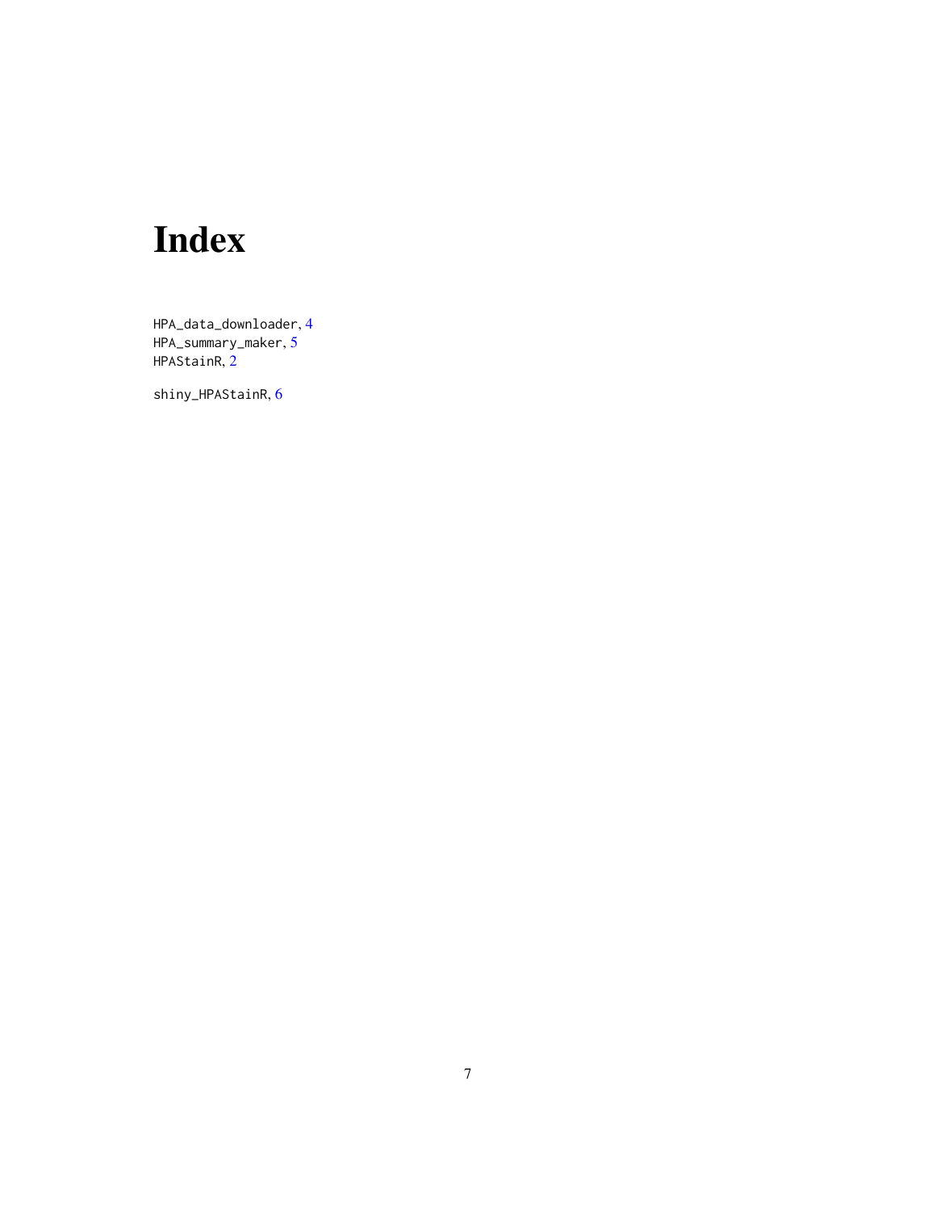# Index

HPA_data_downloader, 4
HPA_summary_maker, 5
HPAStainR, 2

shiny_HPAStainR, 6